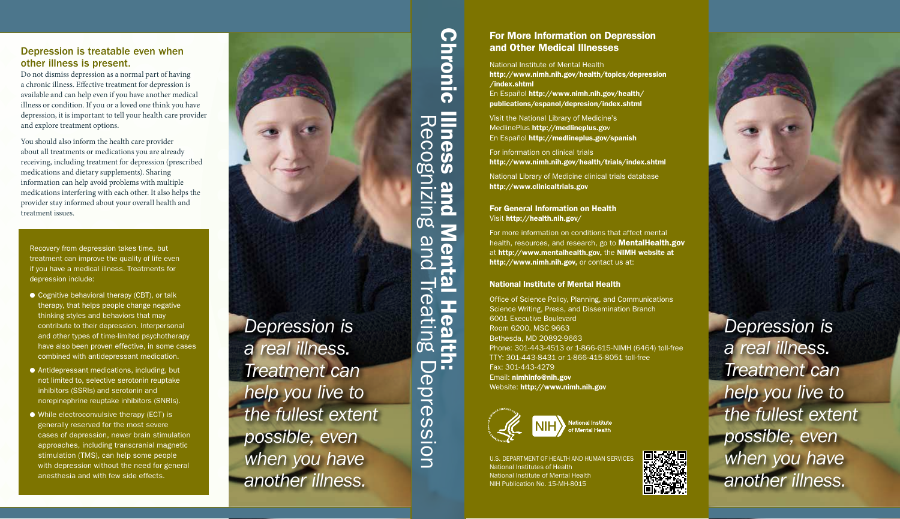## Depression is treatable even when other illness is present.

Do not dismiss depression as a normal part of having a chronic illness. Effective treatment for depression is available and can help even if you have another medical illness or condition. If you or a loved one think you have depression, it is important to tell your health care provider and explore treatment options.

You should also inform the health care provider about all treatments or medications you are already receiving, including treatment for depression (prescribed medications and dietary supplements). Sharing information can help avoid problems with multiple medications interfering with each other. It also helps the provider stay informed about your overall health and treatment issues.

Recovery from depression takes time, but treatment can improve the quality of life even if you have a medical illness. Treatments for depression include:

- Cognitive behavioral therapy (CBT), or talk therapy, that helps people change negative thinking styles and behaviors that may contribute to their depression. Interpersonal and other types of time-limited psychotherapy have also been proven effective, in some cases combined with antidepressant medication.
- Antidepressant medications, including, but not limited to, selective serotonin reuptake inhibitors (SSRIs) and serotonin and norepinephrine reuptake inhibitors (SNRIs).
- While electroconvulsive therapy (ECT) is generally reserved for the most severe cases of depression, newer brain stimulation approaches, including transcranial magnetic stimulation (TMS), can help some people with depression without the need for general anesthesia and with few side effects.

*Depression is a real illness. Treatment can help you live to the fullest extent possible, even when you have another illness.*

# Chronic Illness and Mental Health:
## Recognizing and Treating Depression

### For More Information on Depression and Other Medical Illnesses

National Institute of Mental Health
**http://www.nimh.nih.gov/health/topics/depression/index.shtml**
En Español **http://www.nimh.nih.gov/health/publications/espanol/depresion/index.shtml**

Visit the National Library of Medicine's MedlinePlus **http://medlineplus.gov**
En Español **http://medlineplus.gov/spanish**

For information on clinical trials
**http://www.nimh.nih.gov/health/trials/index.shtml**

National Library of Medicine clinical trials database
**http://www.clinicaltrials.gov**

### For General Information on Health

Visit **http://health.nih.gov/**

For more information on conditions that affect mental health, resources, and research, go to **MentalHealth.gov** at **http://www.mentalhealth.gov,** the **NIMH website at http://www.nimh.nih.gov,** or contact us at:

### National Institute of Mental Health

Office of Science Policy, Planning, and Communications
Science Writing, Press, and Dissemination Branch
6001 Executive Boulevard
Room 6200, MSC 9663
Bethesda, MD 20892-9663
Phone: 301-443-4513 or 1-866-615-NIMH (6464) toll-free
TTY: 301-443-8431 or 1-866-415-8051 toll-free
Fax: 301-443-4279
Email: **nimhinfo@nih.gov**
Website: **http://www.nimh.nih.gov**

NIH National Institute of Mental Health

U.S. DEPARTMENT OF HEALTH AND HUMAN SERVICES
National Institutes of Health
National Institute of Mental Health
NIH Publication No. 15-MH-8015

*Depression is a real illness. Treatment can help you live to the fullest extent possible, even when you have another illness.*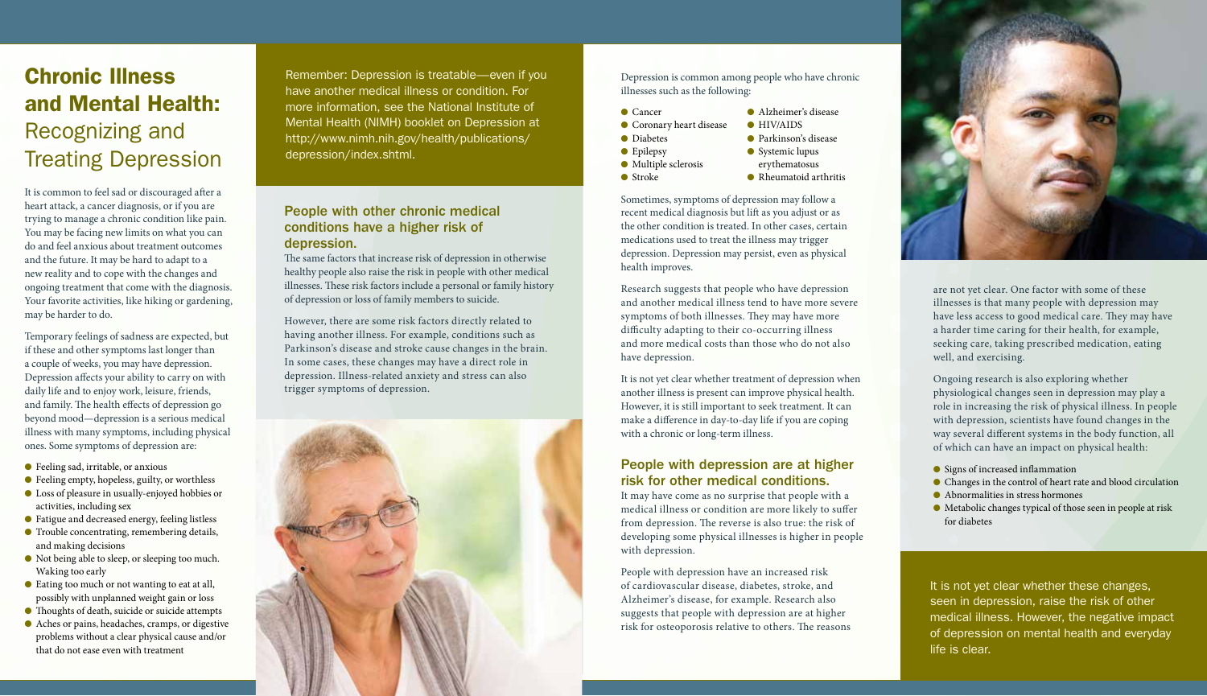# Chronic Illness and Mental Health: Recognizing and Treating Depression

It is common to feel sad or discouraged after a heart attack, a cancer diagnosis, or if you are trying to manage a chronic condition like pain. You may be facing new limits on what you can do and feel anxious about treatment outcomes and the future. It may be hard to adapt to a new reality and to cope with the changes and ongoing treatment that come with the diagnosis. Your favorite activities, like hiking or gardening, may be harder to do.

Temporary feelings of sadness are expected, but if these and other symptoms last longer than a couple of weeks, you may have depression. Depression affects your ability to carry on with daily life and to enjoy work, leisure, friends, and family. The health effects of depression go beyond mood—depression is a serious medical illness with many symptoms, including physical ones. Some symptoms of depression are:

- Feeling sad, irritable, or anxious
- Feeling empty, hopeless, guilty, or worthless
- Loss of pleasure in usually-enjoyed hobbies or activities, including sex
- Fatigue and decreased energy, feeling listless
- Trouble concentrating, remembering details, and making decisions
- Not being able to sleep, or sleeping too much. Waking too early
- Eating too much or not wanting to eat at all, possibly with unplanned weight gain or loss
- Thoughts of death, suicide or suicide attempts
- Aches or pains, headaches, cramps, or digestive problems without a clear physical cause and/or that do not ease even with treatment

Remember: Depression is treatable—even if you have another medical illness or condition. For more information, see the National Institute of Mental Health (NIMH) booklet on Depression at http://www.nimh.nih.gov/health/publications/depression/index.shtml.

## People with other chronic medical conditions have a higher risk of depression.

The same factors that increase risk of depression in otherwise healthy people also raise the risk in people with other medical illnesses. These risk factors include a personal or family history of depression or loss of family members to suicide.

However, there are some risk factors directly related to having another illness. For example, conditions such as Parkinson's disease and stroke cause changes in the brain. In some cases, these changes may have a direct role in depression. Illness-related anxiety and stress can also trigger symptoms of depression.

Depression is common among people who have chronic illnesses such as the following:

- Cancer
- Coronary heart disease
- Diabetes
- Epilepsy
- Multiple sclerosis
- Stroke
- Alzheimer's disease
- HIV/AIDS
- Parkinson's disease
- Systemic lupus erythematosus
- Rheumatoid arthritis

Sometimes, symptoms of depression may follow a recent medical diagnosis but lift as you adjust or as the other condition is treated. In other cases, certain medications used to treat the illness may trigger depression. Depression may persist, even as physical health improves.

Research suggests that people who have depression and another medical illness tend to have more severe symptoms of both illnesses. They may have more difficulty adapting to their co-occurring illness and more medical costs than those who do not also have depression.

It is not yet clear whether treatment of depression when another illness is present can improve physical health. However, it is still important to seek treatment. It can make a difference in day-to-day life if you are coping with a chronic or long-term illness.

## People with depression are at higher risk for other medical conditions.

It may have come as no surprise that people with a medical illness or condition are more likely to suffer from depression. The reverse is also true: the risk of developing some physical illnesses is higher in people with depression.

People with depression have an increased risk of cardiovascular disease, diabetes, stroke, and Alzheimer's disease, for example. Research also suggests that people with depression are at higher risk for osteoporosis relative to others. The reasons are not yet clear. One factor with some of these illnesses is that many people with depression may have less access to good medical care. They may have a harder time caring for their health, for example, seeking care, taking prescribed medication, eating well, and exercising.

Ongoing research is also exploring whether physiological changes seen in depression may play a role in increasing the risk of physical illness. In people with depression, scientists have found changes in the way several different systems in the body function, all of which can have an impact on physical health:

- Signs of increased inflammation
- Changes in the control of heart rate and blood circulation
- Abnormalities in stress hormones
- Metabolic changes typical of those seen in people at risk for diabetes

It is not yet clear whether these changes, seen in depression, raise the risk of other medical illness. However, the negative impact of depression on mental health and everyday life is clear.